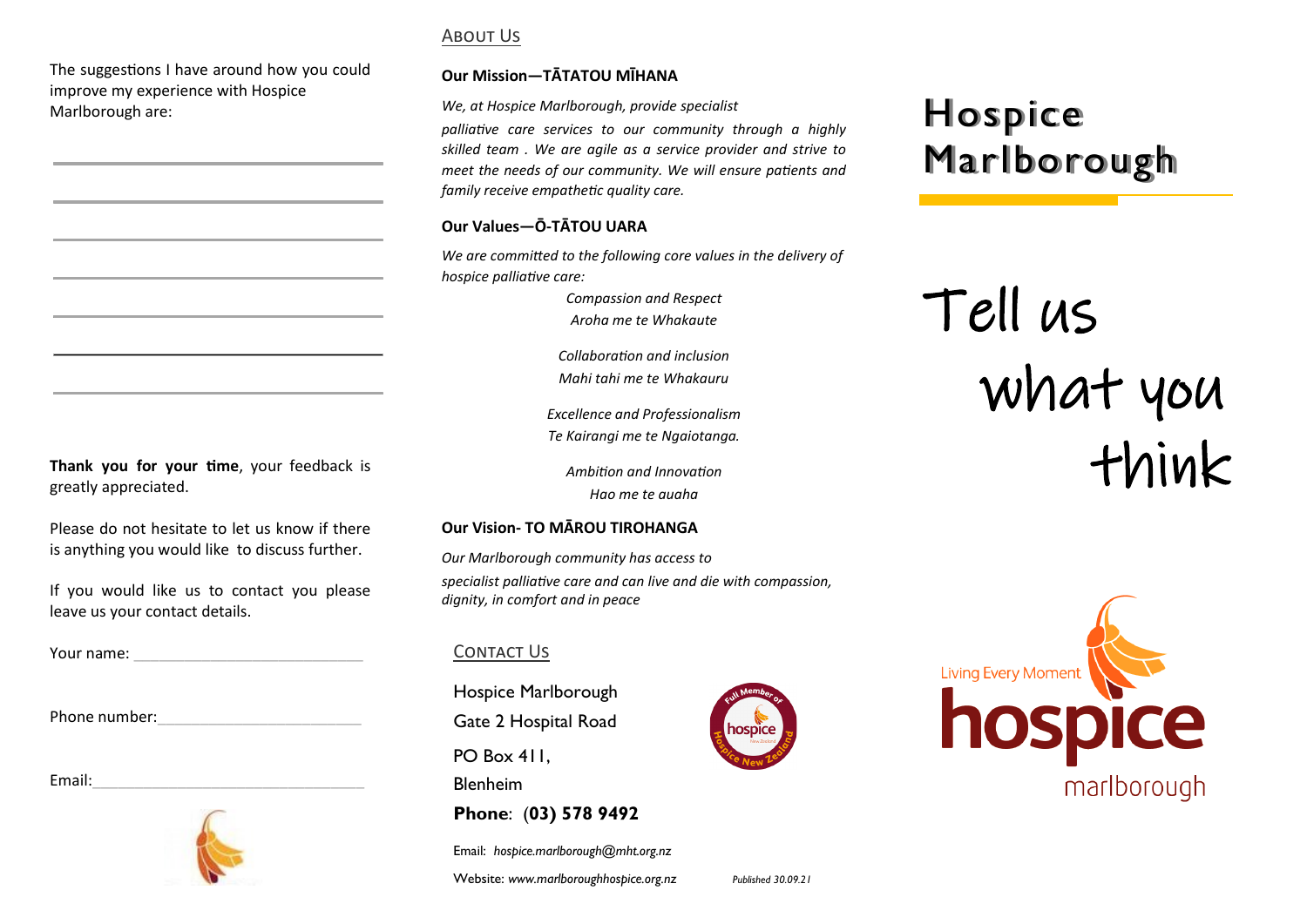The suggestions I have around how you could improve my experience with Hospice Marlborough are:

**Thank you for your time**, your feedback is greatly appreciated.

Please do not hesitate to let us know if there is anything you would like to discuss further.

If you would like us to contact you please leave us your contact details.

Your name: ____________________________

Phone number: ________________________

Email: _________________________________

## ABOUT US

### Our Mission—TĀTATOU MĪHANA

*We, at Hospice Marlborough, provide specialist palliative care services to our community through a highly skilled team . We are agile as a service provider and strive to meet the needs of our community. We will ensure patients and family receive empathetic quality care.*

### Our Values—Ō-TĀTOU UARA

*We are committed to the following core values in the delivery of hospice palliative care:*

*Compassion and Respect*
*Aroha me te Whakaute*

*Collaboration and inclusion*
*Mahi tahi me te Whakauru*

*Excellence and Professionalism*
*Te Kairangi me te Ngaiotanga.*

*Ambition and Innovation*
*Hao me te auaha*

### Our Vision- TO MĀROU TIROHANGA

*Our Marlborough community has access to specialist palliative care and can live and die with compassion, dignity, in comfort and in peace*

## CONTACT US

Hospice Marlborough
Gate 2 Hospital Road
PO Box 411,
Blenheim
**Phone**: (**03) 578 9492**

Email: *hospice.marlborough@mht.org.nz*

Website: *www.marlboroughhospice.org.nz*

*Published 30.09.21*

# Hospice Marlborough

# Tell us what you think

Living Every Moment
hospice
marlborough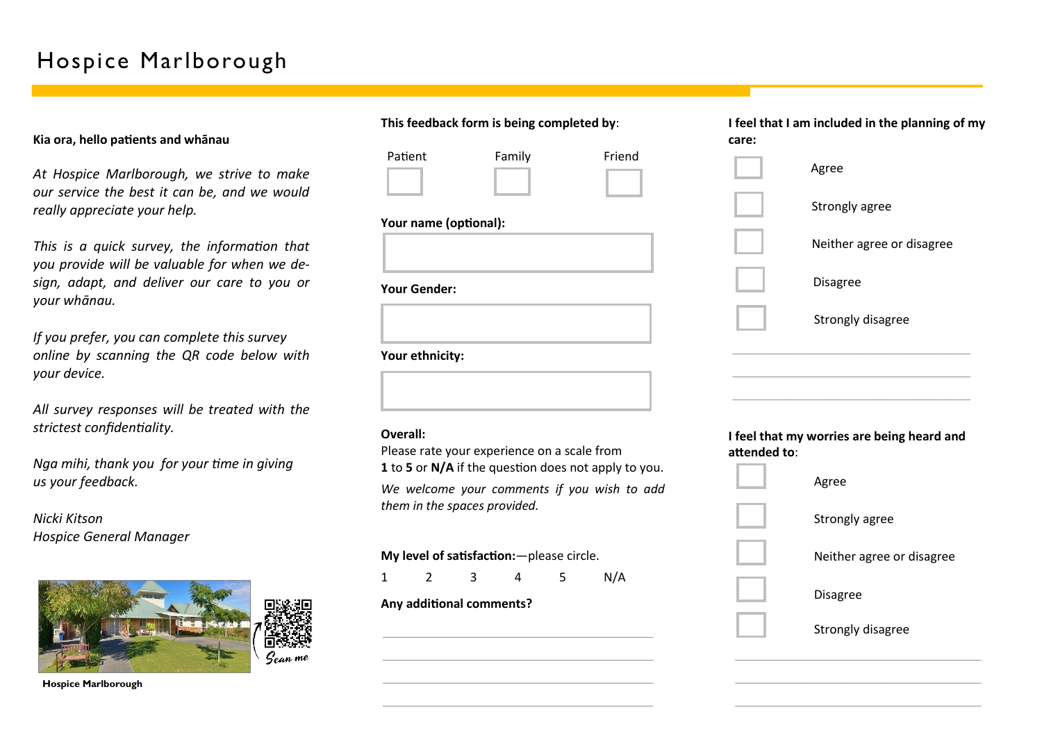# Hospice Marlborough

**Kia ora, hello patients and whānau**

*At Hospice Marlborough, we strive to make our service the best it can be, and we would really appreciate your help.*

*This is a quick survey, the information that you provide will be valuable for when we design, adapt, and deliver our care to you or your whānau.*

*If you prefer, you can complete this survey online by scanning the QR code below with your device.*

*All survey responses will be treated with the strictest confidentiality.*

*Nga mihi, thank you for your time in giving us your feedback.*

*Nicki Kitson*
*Hospice General Manager*

Scan me

**Hospice Marlborough**

**This feedback form is being completed by**:

- ☐ Patient
- ☐ Family
- ☐ Friend

**Your name (optional):**

**Your Gender:**

**Your ethnicity:**

**Overall:**
Please rate your experience on a scale from **1** to **5** or **N/A** if the question does not apply to you.

*We welcome your comments if you wish to add them in the spaces provided.*

**My level of satisfaction:**—please circle.

1  2  3  4  5  N/A

**Any additional comments?**

______________________________
______________________________
______________________________
______________________________

**I feel that I am included in the planning of my care:**

- ☐ Agree
- ☐ Strongly agree
- ☐ Neither agree or disagree
- ☐ Disagree
- ☐ Strongly disagree

______________________________
______________________________
______________________________

**I feel that my worries are being heard and attended to**:

- ☐ Agree
- ☐ Strongly agree
- ☐ Neither agree or disagree
- ☐ Disagree
- ☐ Strongly disagree

______________________________
______________________________
______________________________